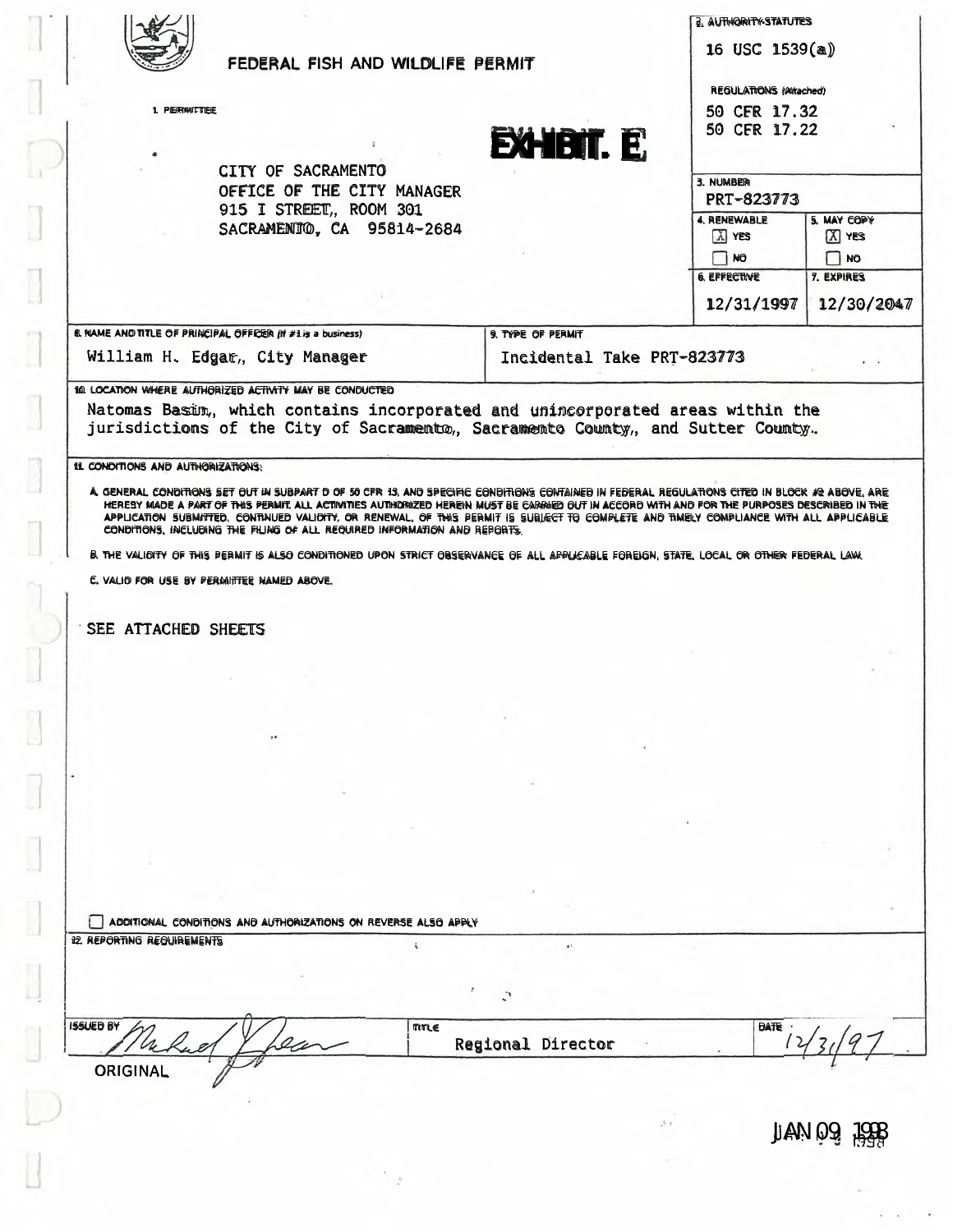# FEDERAL FISH AND WILDLIFE PERMIT

**EXHIBIT. E**

1. PERMITTEE

CITY OF SACRAMENTO
OFFICE OF THE CITY MANAGER
915 I STREET, ROOM 301
SACRAMENTO, CA 95814-2684

2. AUTHORITY-STATUTES

16 USC 1539(a)

REGULATIONS (Attached)

50 CFR 17.32
50 CFR 17.22

3. NUMBER

PRT-823773

| 4. RENEWABLE | 5. MAY COPY |
|---|---|
| [X] YES | [X] YES |
| [ ] NO | [ ] NO |

| 6. EFFECTIVE | 7. EXPIRES |
|---|---|
| 12/31/1997 | 12/30/2047 |

8. NAME AND TITLE OF PRINCIPAL OFFICER (If #1 is a business)

William H. Edgar, City Manager

9. TYPE OF PERMIT

Incidental Take PRT-823773

10. LOCATION WHERE AUTHORIZED ACTIVITY MAY BE CONDUCTED

Natomas Basin, which contains incorporated and unincorporated areas within the jurisdictions of the City of Sacramento, Sacramento County, and Sutter County.

11. CONDITIONS AND AUTHORIZATIONS:

A. GENERAL CONDITIONS SET OUT IN SUBPART D OF 50 CFR 13, AND SPECIFIC CONDITIONS CONTAINED IN FEDERAL REGULATIONS CITED IN BLOCK #2 ABOVE, ARE HEREBY MADE A PART OF THIS PERMIT. ALL ACTIVITIES AUTHORIZED HEREIN MUST BE CARRIED OUT IN ACCORD WITH AND FOR THE PURPOSES DESCRIBED IN THE APPLICATION SUBMITTED. CONTINUED VALIDITY, OR RENEWAL, OF THIS PERMIT IS SUBJECT TO COMPLETE AND TIMELY COMPLIANCE WITH ALL APPLICABLE CONDITIONS, INCLUDING THE FILING OF ALL REQUIRED INFORMATION AND REPORTS.

B. THE VALIDITY OF THIS PERMIT IS ALSO CONDITIONED UPON STRICT OBSERVANCE OF ALL APPLICABLE FOREIGN, STATE, LOCAL OR OTHER FEDERAL LAW.

C. VALID FOR USE BY PERMITTEE NAMED ABOVE.

SEE ATTACHED SHEETS

[ ] ADDITIONAL CONDITIONS AND AUTHORIZATIONS ON REVERSE ALSO APPLY

12. REPORTING REQUIREMENTS

ISSUED BY [signature] TITLE Regional Director DATE 12/31/97

ORIGINAL

JAN 09 1998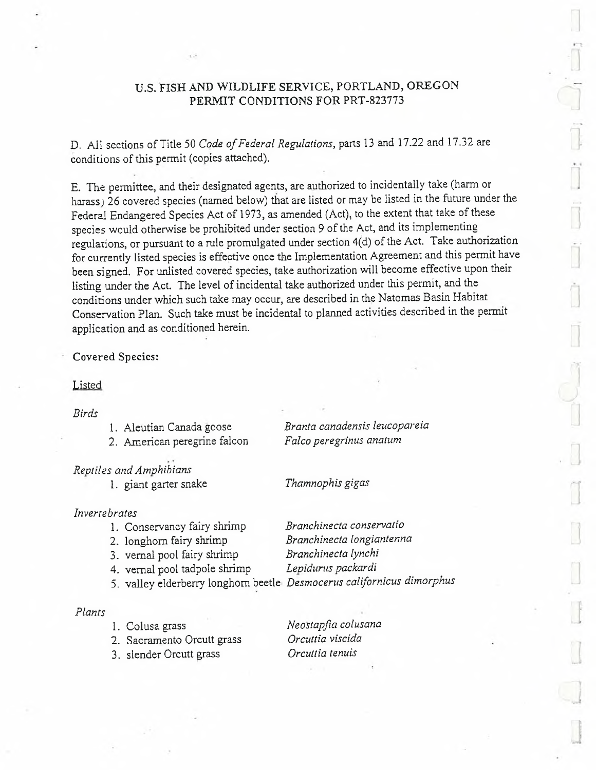# U.S. FISH AND WILDLIFE SERVICE, PORTLAND, OREGON
# PERMIT CONDITIONS FOR PRT-823773

D. All sections of Title 50 *Code of Federal Regulations*, parts 13 and 17.22 and 17.32 are conditions of this permit (copies attached).

E. The permittee, and their designated agents, are authorized to incidentally take (harm or harass) 26 covered species (named below) that are listed or may be listed in the future under the Federal Endangered Species Act of 1973, as amended (Act), to the extent that take of these species would otherwise be prohibited under section 9 of the Act, and its implementing regulations, or pursuant to a rule promulgated under section 4(d) of the Act. Take authorization for currently listed species is effective once the Implementation Agreement and this permit have been signed. For unlisted covered species, take authorization will become effective upon their listing under the Act. The level of incidental take authorized under this permit, and the conditions under which such take may occur, are described in the Natomas Basin Habitat Conservation Plan. Such take must be incidental to planned activities described in the permit application and as conditioned herein.

**Covered Species:**

Listed

*Birds*

1. Aleutian Canada goose — *Branta canadensis leucopareia*
2. American peregrine falcon — *Falco peregrinus anatum*

*Reptiles and Amphibians*

1. giant garter snake — *Thamnophis gigas*

*Invertebrates*

1. Conservancy fairy shrimp — *Branchinecta conservatio*
2. longhorn fairy shrimp — *Branchinecta longiantenna*
3. vernal pool fairy shrimp — *Branchinecta lynchi*
4. vernal pool tadpole shrimp — *Lepidurus packardi*
5. valley elderberry longhorn beetle — *Desmocerus californicus dimorphus*

*Plants*

1. Colusa grass — *Neostapfia colusana*
2. Sacramento Orcutt grass — *Orcuttia viscida*
3. slender Orcutt grass — *Orcuttia tenuis*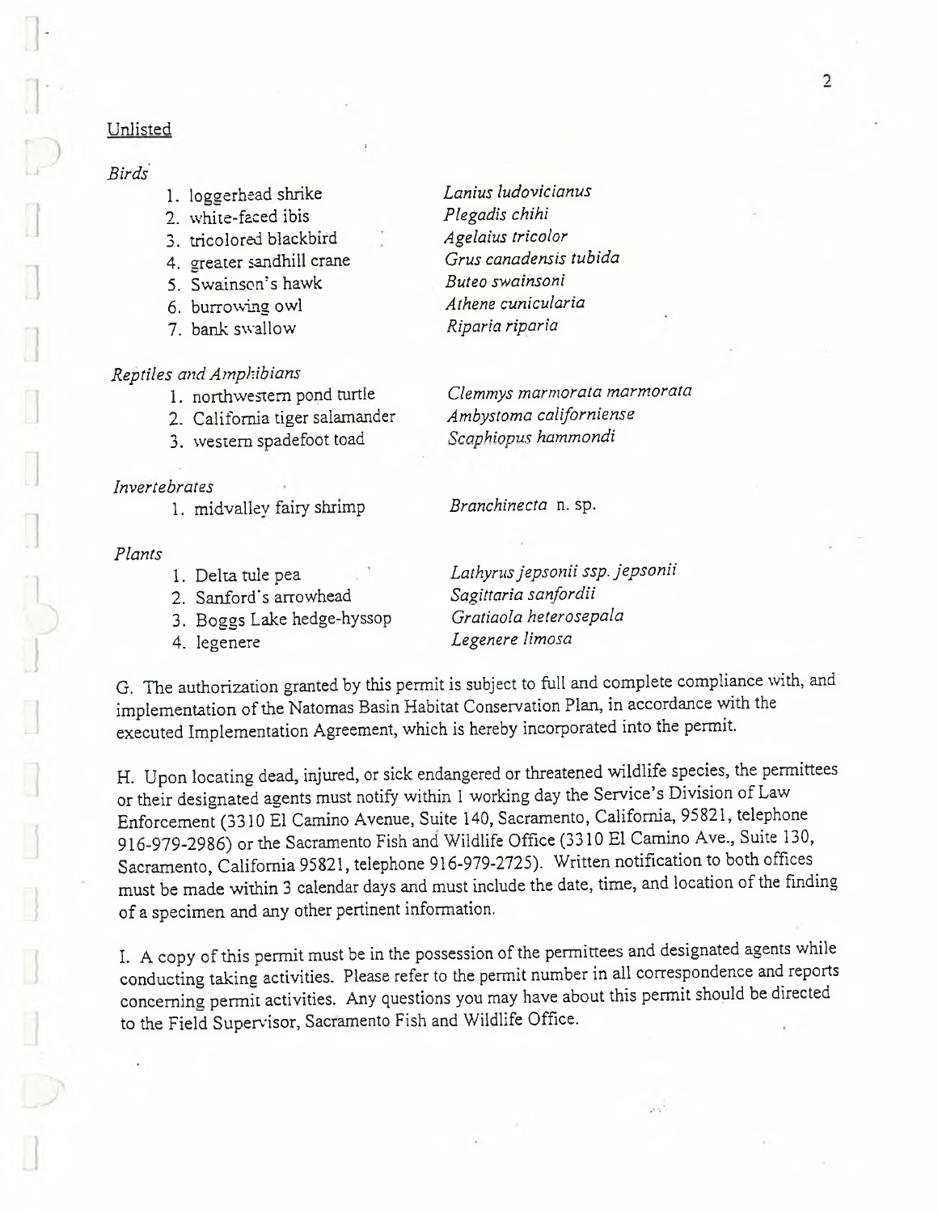Unlisted

*Birds*

1. loggerhead shrike — *Lanius ludovicianus*
2. white-faced ibis — *Plegadis chihi*
3. tricolored blackbird — *Agelaius tricolor*
4. greater sandhill crane — *Grus canadensis tubida*
5. Swainson's hawk — *Buteo swainsoni*
6. burrowing owl — *Athene cunicularia*
7. bank swallow — *Riparia riparia*

*Reptiles and Amphibians*

1. northwestern pond turtle — *Clemmys marmorata marmorata*
2. California tiger salamander — *Ambystoma californiense*
3. western spadefoot toad — *Scaphiopus hammondi*

*Invertebrates*

1. midvalley fairy shrimp — *Branchinecta* n. sp.

*Plants*

1. Delta tule pea — *Lathyrus jepsonii ssp. jepsonii*
2. Sanford's arrowhead — *Sagittaria sanfordii*
3. Boggs Lake hedge-hyssop — *Gratiaola heterosepala*
4. legenere — *Legenere limosa*

G. The authorization granted by this permit is subject to full and complete compliance with, and implementation of the Natomas Basin Habitat Conservation Plan, in accordance with the executed Implementation Agreement, which is hereby incorporated into the permit.

H. Upon locating dead, injured, or sick endangered or threatened wildlife species, the permittees or their designated agents must notify within 1 working day the Service's Division of Law Enforcement (3310 El Camino Avenue, Suite 140, Sacramento, California, 95821, telephone 916-979-2986) or the Sacramento Fish and Wildlife Office (3310 El Camino Ave., Suite 130, Sacramento, California 95821, telephone 916-979-2725). Written notification to both offices must be made within 3 calendar days and must include the date, time, and location of the finding of a specimen and any other pertinent information.

I. A copy of this permit must be in the possession of the permittees and designated agents while conducting taking activities. Please refer to the permit number in all correspondence and reports concerning permit activities. Any questions you may have about this permit should be directed to the Field Supervisor, Sacramento Fish and Wildlife Office.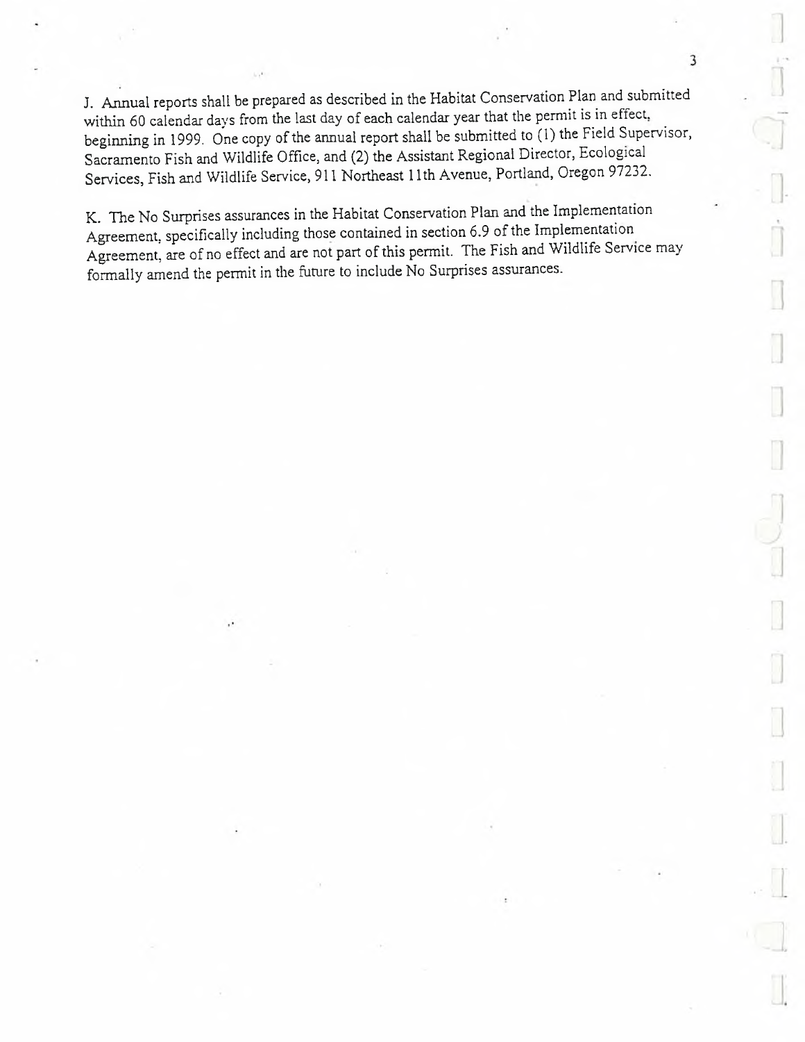J. Annual reports shall be prepared as described in the Habitat Conservation Plan and submitted within 60 calendar days from the last day of each calendar year that the permit is in effect, beginning in 1999. One copy of the annual report shall be submitted to (1) the Field Supervisor, Sacramento Fish and Wildlife Office, and (2) the Assistant Regional Director, Ecological Services, Fish and Wildlife Service, 911 Northeast 11th Avenue, Portland, Oregon 97232.

K. The No Surprises assurances in the Habitat Conservation Plan and the Implementation Agreement, specifically including those contained in section 6.9 of the Implementation Agreement, are of no effect and are not part of this permit. The Fish and Wildlife Service may formally amend the permit in the future to include No Surprises assurances.